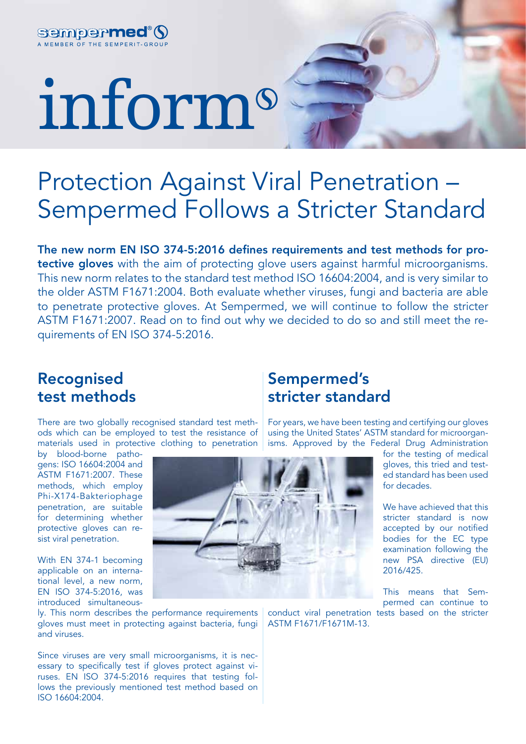sempermed®
A MEMBER OF THE SEMPERIT-GROUP

# inform

# Protection Against Viral Penetration – Sempermed Follows a Stricter Standard

**The new norm EN ISO 374-5:2016 defines requirements and test methods for protective gloves** with the aim of protecting glove users against harmful microorganisms. This new norm relates to the standard test method ISO 16604:2004, and is very similar to the older ASTM F1671:2004. Both evaluate whether viruses, fungi and bacteria are able to penetrate protective gloves. At Sempermed, we will continue to follow the stricter ASTM F1671:2007. Read on to find out why we decided to do so and still meet the requirements of EN ISO 374-5:2016.

## Recognised test methods

There are two globally recognised standard test methods which can be employed to test the resistance of materials used in protective clothing to penetration by blood-borne pathogens: ISO 16604:2004 and ASTM F1671:2007. These methods, which employ Phi-X174-Bakteriophage penetration, are suitable for determining whether protective gloves can resist viral penetration.

With EN 374-1 becoming applicable on an international level, a new norm, EN ISO 374-5:2016, was introduced simultaneously. This norm describes the performance requirements gloves must meet in protecting against bacteria, fungi and viruses.

Since viruses are very small microorganisms, it is necessary to specifically test if gloves protect against viruses. EN ISO 374-5:2016 requires that testing follows the previously mentioned test method based on ISO 16604:2004.

## Sempermed's stricter standard

For years, we have been testing and certifying our gloves using the United States' ASTM standard for microorganisms. Approved by the Federal Drug Administration for the testing of medical gloves, this tried and tested standard has been used for decades.

We have achieved that this stricter standard is now accepted by our notified bodies for the EC type examination following the new PSA directive (EU) 2016/425.

This means that Sempermed can continue to conduct viral penetration tests based on the stricter ASTM F1671/F1671M-13.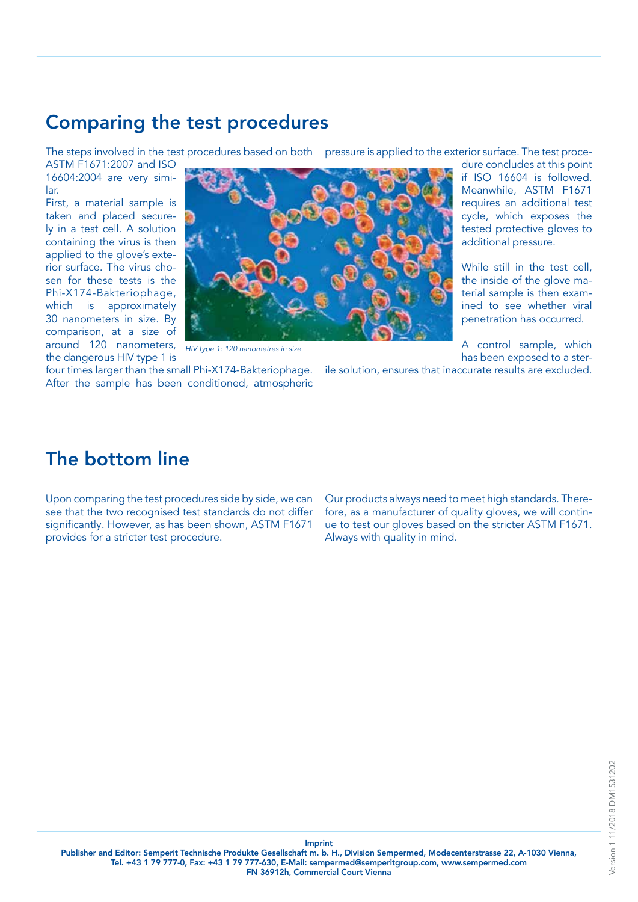## Comparing the test procedures

The steps involved in the test procedures based on both ASTM F1671:2007 and ISO 16604:2004 are very similar.

First, a material sample is taken and placed securely in a test cell. A solution containing the virus is then applied to the glove's exterior surface. The virus chosen for these tests is the Phi-X174-Bakteriophage, which is approximately 30 nanometers in size. By comparison, at a size of around 120 nanometers, the dangerous HIV type 1 is four times larger than the small Phi-X174-Bakteriophage. After the sample has been conditioned, atmospheric pressure is applied to the exterior surface. The test procedure concludes at this point if ISO 16604 is followed. Meanwhile, ASTM F1671 requires an additional test cycle, which exposes the tested protective gloves to additional pressure.

*HIV type 1: 120 nanometres in size*

While still in the test cell, the inside of the glove material sample is then examined to see whether viral penetration has occurred.

A control sample, which has been exposed to a sterile solution, ensures that inaccurate results are excluded.

## The bottom line

Upon comparing the test procedures side by side, we can see that the two recognised test standards do not differ significantly. However, as has been shown, ASTM F1671 provides for a stricter test procedure.

Our products always need to meet high standards. Therefore, as a manufacturer of quality gloves, we will continue to test our gloves based on the stricter ASTM F1671. Always with quality in mind.

**Imprint**
**Publisher and Editor: Semperit Technische Produkte Gesellschaft m. b. H., Division Sempermed, Modecenterstrasse 22, A-1030 Vienna, Tel. +43 1 79 777-0, Fax: +43 1 79 777-630, E-Mail: sempermed@semperitgroup.com, www.sempermed.com**
**FN 36912h, Commercial Court Vienna**

Version 1 11/2018 DM1531202